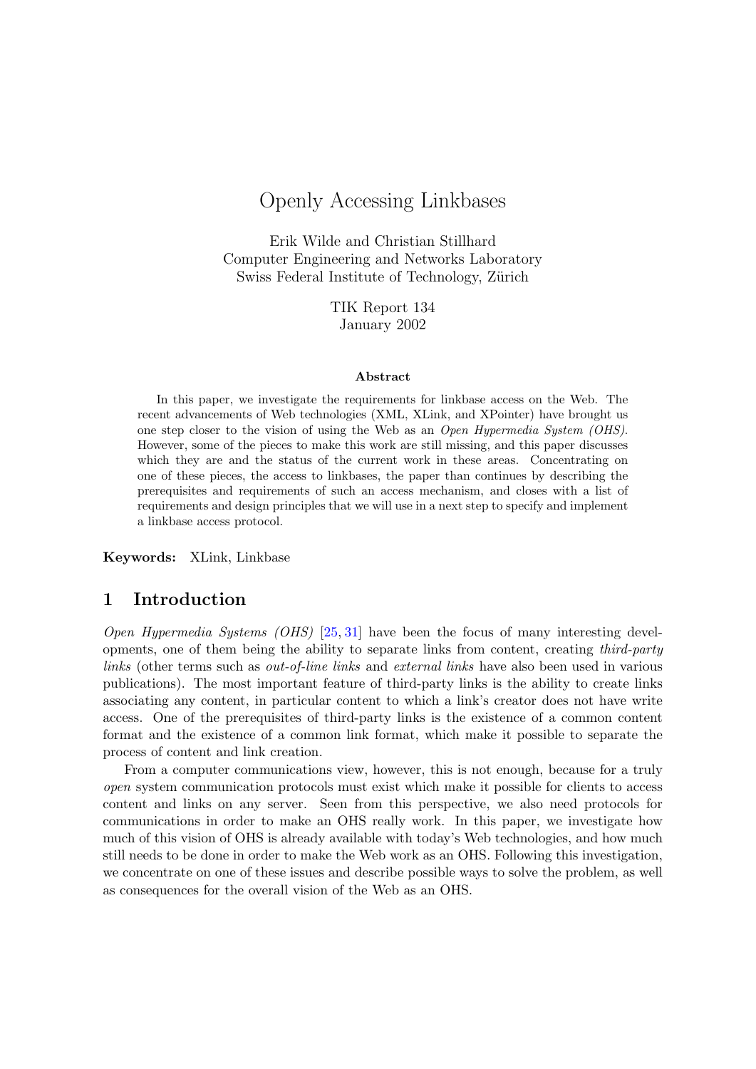# Openly Accessing Linkbases

Erik Wilde and Christian Stillhard
Computer Engineering and Networks Laboratory
Swiss Federal Institute of Technology, Zürich

TIK Report 134
January 2002

### Abstract

In this paper, we investigate the requirements for linkbase access on the Web. The recent advancements of Web technologies (XML, XLink, and XPointer) have brought us one step closer to the vision of using the Web as an *Open Hypermedia System (OHS)*. However, some of the pieces to make this work are still missing, and this paper discusses which they are and the status of the current work in these areas. Concentrating on one of these pieces, the access to linkbases, the paper than continues by describing the prerequisites and requirements of such an access mechanism, and closes with a list of requirements and design principles that we will use in a next step to specify and implement a linkbase access protocol.

**Keywords:** XLink, Linkbase

## 1 Introduction

*Open Hypermedia Systems (OHS)* [25, 31] have been the focus of many interesting developments, one of them being the ability to separate links from content, creating *third-party links* (other terms such as *out-of-line links* and *external links* have also been used in various publications). The most important feature of third-party links is the ability to create links associating any content, in particular content to which a link's creator does not have write access. One of the prerequisites of third-party links is the existence of a common content format and the existence of a common link format, which make it possible to separate the process of content and link creation.

From a computer communications view, however, this is not enough, because for a truly *open* system communication protocols must exist which make it possible for clients to access content and links on any server. Seen from this perspective, we also need protocols for communications in order to make an OHS really work. In this paper, we investigate how much of this vision of OHS is already available with today's Web technologies, and how much still needs to be done in order to make the Web work as an OHS. Following this investigation, we concentrate on one of these issues and describe possible ways to solve the problem, as well as consequences for the overall vision of the Web as an OHS.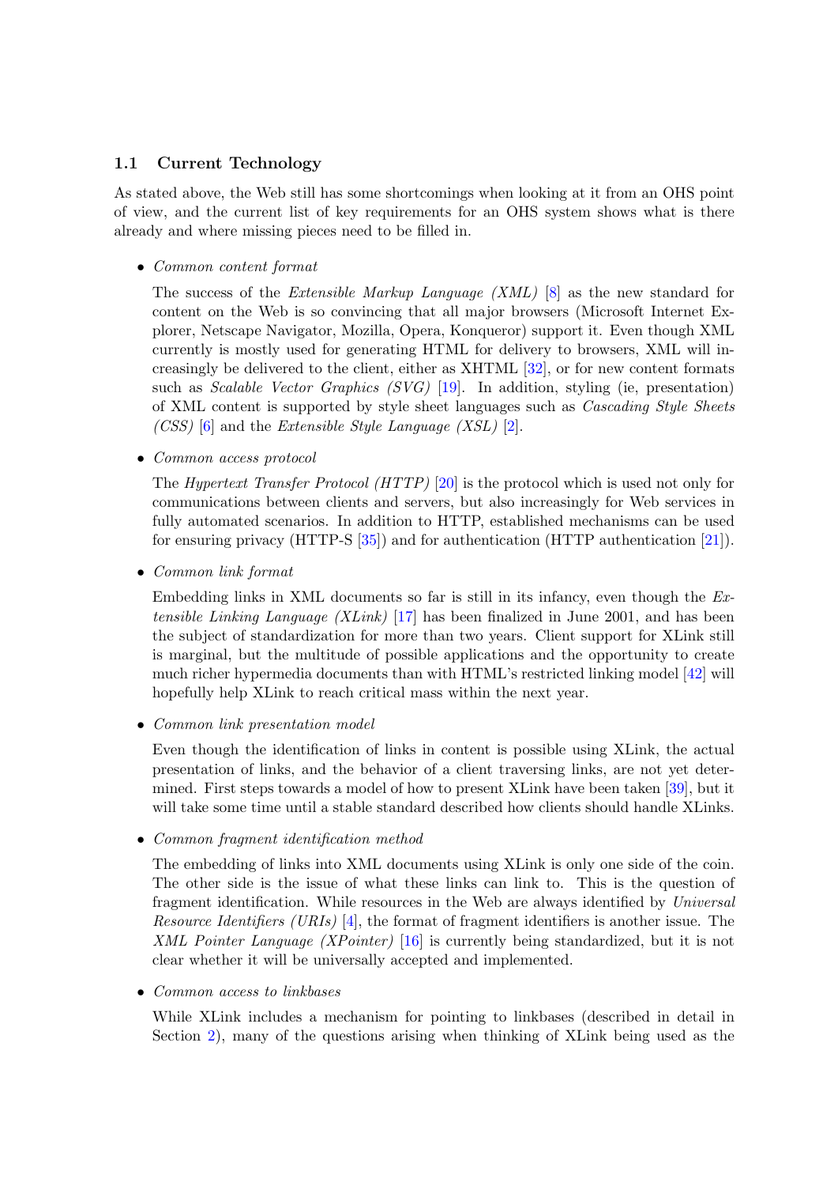## 1.1 Current Technology

As stated above, the Web still has some shortcomings when looking at it from an OHS point of view, and the current list of key requirements for an OHS system shows what is there already and where missing pieces need to be filled in.

- *Common content format*

  The success of the *Extensible Markup Language (XML)* [8] as the new standard for content on the Web is so convincing that all major browsers (Microsoft Internet Explorer, Netscape Navigator, Mozilla, Opera, Konqueror) support it. Even though XML currently is mostly used for generating HTML for delivery to browsers, XML will increasingly be delivered to the client, either as XHTML [32], or for new content formats such as *Scalable Vector Graphics (SVG)* [19]. In addition, styling (ie, presentation) of XML content is supported by style sheet languages such as *Cascading Style Sheets (CSS)* [6] and the *Extensible Style Language (XSL)* [2].

- *Common access protocol*

  The *Hypertext Transfer Protocol (HTTP)* [20] is the protocol which is used not only for communications between clients and servers, but also increasingly for Web services in fully automated scenarios. In addition to HTTP, established mechanisms can be used for ensuring privacy (HTTP-S [35]) and for authentication (HTTP authentication [21]).

- *Common link format*

  Embedding links in XML documents so far is still in its infancy, even though the *Extensible Linking Language (XLink)* [17] has been finalized in June 2001, and has been the subject of standardization for more than two years. Client support for XLink still is marginal, but the multitude of possible applications and the opportunity to create much richer hypermedia documents than with HTML's restricted linking model [42] will hopefully help XLink to reach critical mass within the next year.

- *Common link presentation model*

  Even though the identification of links in content is possible using XLink, the actual presentation of links, and the behavior of a client traversing links, are not yet determined. First steps towards a model of how to present XLink have been taken [39], but it will take some time until a stable standard described how clients should handle XLinks.

- *Common fragment identification method*

  The embedding of links into XML documents using XLink is only one side of the coin. The other side is the issue of what these links can link to. This is the question of fragment identification. While resources in the Web are always identified by *Universal Resource Identifiers (URIs)* [4], the format of fragment identifiers is another issue. The *XML Pointer Language (XPointer)* [16] is currently being standardized, but it is not clear whether it will be universally accepted and implemented.

- *Common access to linkbases*

  While XLink includes a mechanism for pointing to linkbases (described in detail in Section 2), many of the questions arising when thinking of XLink being used as the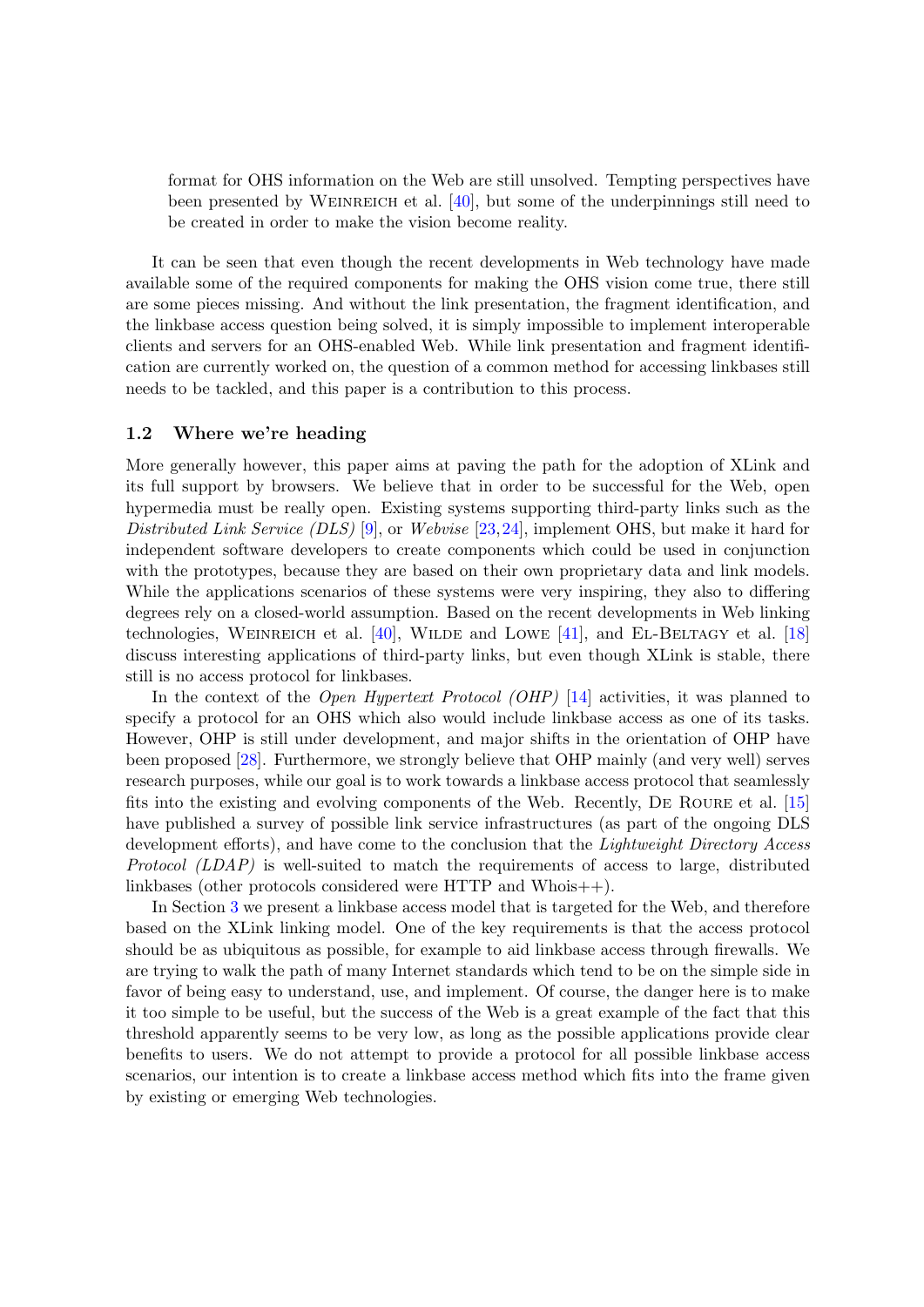format for OHS information on the Web are still unsolved. Tempting perspectives have been presented by Weinreich et al. [40], but some of the underpinnings still need to be created in order to make the vision become reality.

It can be seen that even though the recent developments in Web technology have made available some of the required components for making the OHS vision come true, there still are some pieces missing. And without the link presentation, the fragment identification, and the linkbase access question being solved, it is simply impossible to implement interoperable clients and servers for an OHS-enabled Web. While link presentation and fragment identification are currently worked on, the question of a common method for accessing linkbases still needs to be tackled, and this paper is a contribution to this process.

### 1.2 Where we're heading

More generally however, this paper aims at paving the path for the adoption of XLink and its full support by browsers. We believe that in order to be successful for the Web, open hypermedia must be really open. Existing systems supporting third-party links such as the *Distributed Link Service (DLS)* [9], or *Webvise* [23,24], implement OHS, but make it hard for independent software developers to create components which could be used in conjunction with the prototypes, because they are based on their own proprietary data and link models. While the applications scenarios of these systems were very inspiring, they also to differing degrees rely on a closed-world assumption. Based on the recent developments in Web linking technologies, Weinreich et al. [40], Wilde and Lowe [41], and El-Beltagy et al. [18] discuss interesting applications of third-party links, but even though XLink is stable, there still is no access protocol for linkbases.

In the context of the *Open Hypertext Protocol (OHP)* [14] activities, it was planned to specify a protocol for an OHS which also would include linkbase access as one of its tasks. However, OHP is still under development, and major shifts in the orientation of OHP have been proposed [28]. Furthermore, we strongly believe that OHP mainly (and very well) serves research purposes, while our goal is to work towards a linkbase access protocol that seamlessly fits into the existing and evolving components of the Web. Recently, De Roure et al. [15] have published a survey of possible link service infrastructures (as part of the ongoing DLS development efforts), and have come to the conclusion that the *Lightweight Directory Access Protocol (LDAP)* is well-suited to match the requirements of access to large, distributed linkbases (other protocols considered were HTTP and Whois++).

In Section 3 we present a linkbase access model that is targeted for the Web, and therefore based on the XLink linking model. One of the key requirements is that the access protocol should be as ubiquitous as possible, for example to aid linkbase access through firewalls. We are trying to walk the path of many Internet standards which tend to be on the simple side in favor of being easy to understand, use, and implement. Of course, the danger here is to make it too simple to be useful, but the success of the Web is a great example of the fact that this threshold apparently seems to be very low, as long as the possible applications provide clear benefits to users. We do not attempt to provide a protocol for all possible linkbase access scenarios, our intention is to create a linkbase access method which fits into the frame given by existing or emerging Web technologies.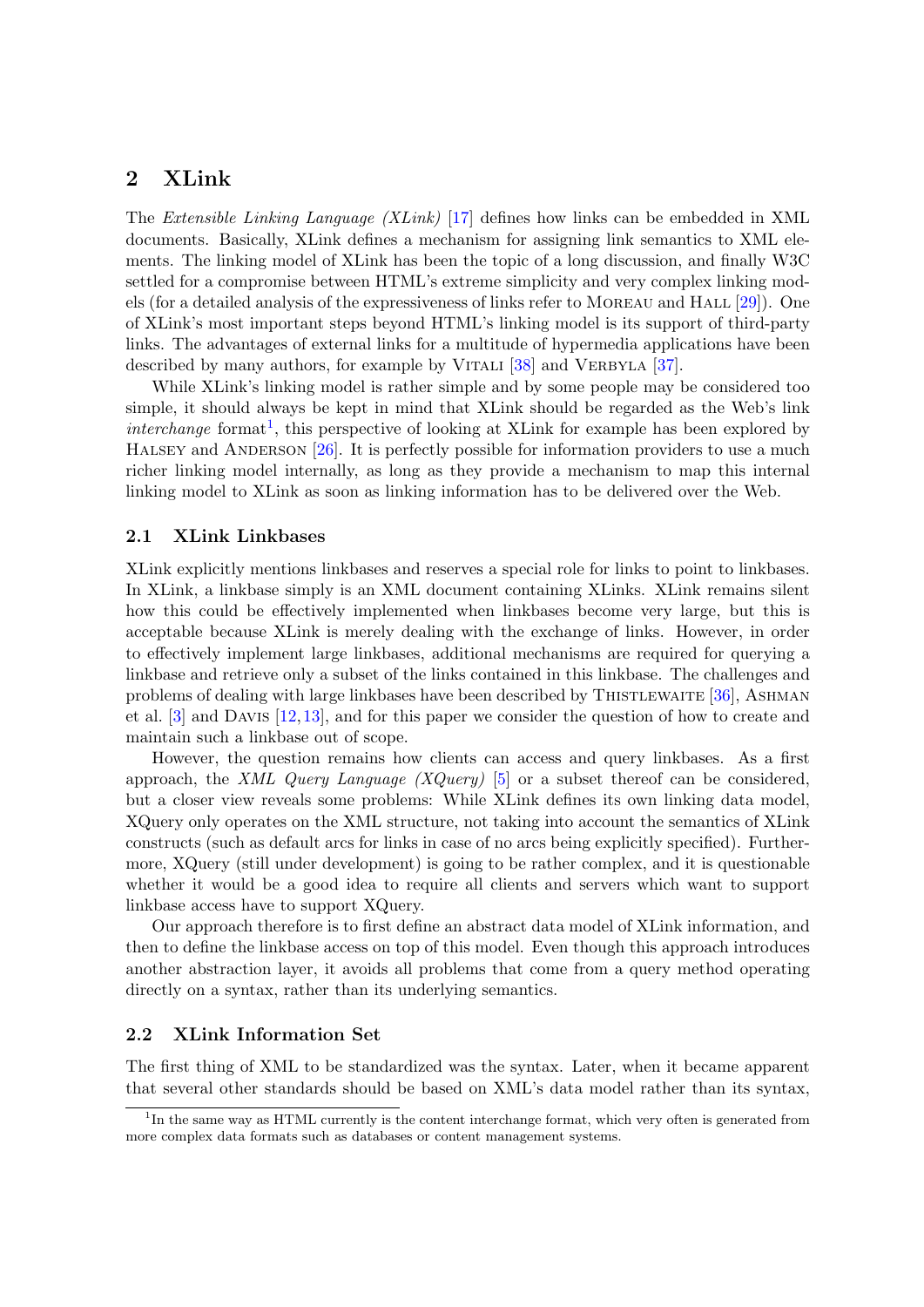## 2 XLink

The *Extensible Linking Language (XLink)* [17] defines how links can be embedded in XML documents. Basically, XLink defines a mechanism for assigning link semantics to XML elements. The linking model of XLink has been the topic of a long discussion, and finally W3C settled for a compromise between HTML's extreme simplicity and very complex linking models (for a detailed analysis of the expressiveness of links refer to Moreau and Hall [29]). One of XLink's most important steps beyond HTML's linking model is its support of third-party links. The advantages of external links for a multitude of hypermedia applications have been described by many authors, for example by Vitali [38] and Verbyla [37].

While XLink's linking model is rather simple and by some people may be considered too simple, it should always be kept in mind that XLink should be regarded as the Web's link *interchange* format[1], this perspective of looking at XLink for example has been explored by Halsey and Anderson [26]. It is perfectly possible for information providers to use a much richer linking model internally, as long as they provide a mechanism to map this internal linking model to XLink as soon as linking information has to be delivered over the Web.

### 2.1 XLink Linkbases

XLink explicitly mentions linkbases and reserves a special role for links to point to linkbases. In XLink, a linkbase simply is an XML document containing XLinks. XLink remains silent how this could be effectively implemented when linkbases become very large, but this is acceptable because XLink is merely dealing with the exchange of links. However, in order to effectively implement large linkbases, additional mechanisms are required for querying a linkbase and retrieve only a subset of the links contained in this linkbase. The challenges and problems of dealing with large linkbases have been described by Thistlewaite [36], Ashman et al. [3] and Davis [12,13], and for this paper we consider the question of how to create and maintain such a linkbase out of scope.

However, the question remains how clients can access and query linkbases. As a first approach, the *XML Query Language (XQuery)* [5] or a subset thereof can be considered, but a closer view reveals some problems: While XLink defines its own linking data model, XQuery only operates on the XML structure, not taking into account the semantics of XLink constructs (such as default arcs for links in case of no arcs being explicitly specified). Furthermore, XQuery (still under development) is going to be rather complex, and it is questionable whether it would be a good idea to require all clients and servers which want to support linkbase access have to support XQuery.

Our approach therefore is to first define an abstract data model of XLink information, and then to define the linkbase access on top of this model. Even though this approach introduces another abstraction layer, it avoids all problems that come from a query method operating directly on a syntax, rather than its underlying semantics.

### 2.2 XLink Information Set

The first thing of XML to be standardized was the syntax. Later, when it became apparent that several other standards should be based on XML's data model rather than its syntax,

[1] In the same way as HTML currently is the content interchange format, which very often is generated from more complex data formats such as databases or content management systems.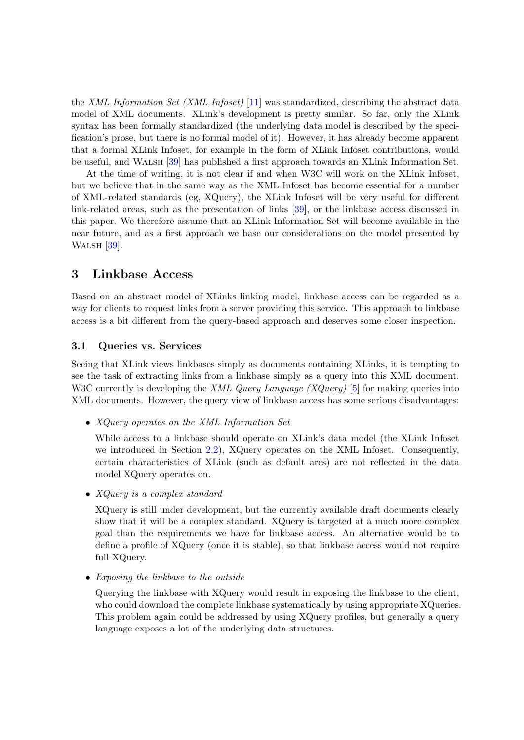the *XML Information Set (XML Infoset)* [11] was standardized, describing the abstract data model of XML documents. XLink's development is pretty similar. So far, only the XLink syntax has been formally standardized (the underlying data model is described by the specification's prose, but there is no formal model of it). However, it has already become apparent that a formal XLink Infoset, for example in the form of XLink Infoset contributions, would be useful, and Walsh [39] has published a first approach towards an XLink Information Set.

At the time of writing, it is not clear if and when W3C will work on the XLink Infoset, but we believe that in the same way as the XML Infoset has become essential for a number of XML-related standards (eg, XQuery), the XLink Infoset will be very useful for different link-related areas, such as the presentation of links [39], or the linkbase access discussed in this paper. We therefore assume that an XLink Information Set will become available in the near future, and as a first approach we base our considerations on the model presented by Walsh [39].

## 3 Linkbase Access

Based on an abstract model of XLinks linking model, linkbase access can be regarded as a way for clients to request links from a server providing this service. This approach to linkbase access is a bit different from the query-based approach and deserves some closer inspection.

### 3.1 Queries vs. Services

Seeing that XLink views linkbases simply as documents containing XLinks, it is tempting to see the task of extracting links from a linkbase simply as a query into this XML document. W3C currently is developing the *XML Query Language (XQuery)* [5] for making queries into XML documents. However, the query view of linkbase access has some serious disadvantages:

- *XQuery operates on the XML Information Set*

  While access to a linkbase should operate on XLink's data model (the XLink Infoset we introduced in Section 2.2), XQuery operates on the XML Infoset. Consequently, certain characteristics of XLink (such as default arcs) are not reflected in the data model XQuery operates on.

- *XQuery is a complex standard*

  XQuery is still under development, but the currently available draft documents clearly show that it will be a complex standard. XQuery is targeted at a much more complex goal than the requirements we have for linkbase access. An alternative would be to define a profile of XQuery (once it is stable), so that linkbase access would not require full XQuery.

- *Exposing the linkbase to the outside*

  Querying the linkbase with XQuery would result in exposing the linkbase to the client, who could download the complete linkbase systematically by using appropriate XQueries. This problem again could be addressed by using XQuery profiles, but generally a query language exposes a lot of the underlying data structures.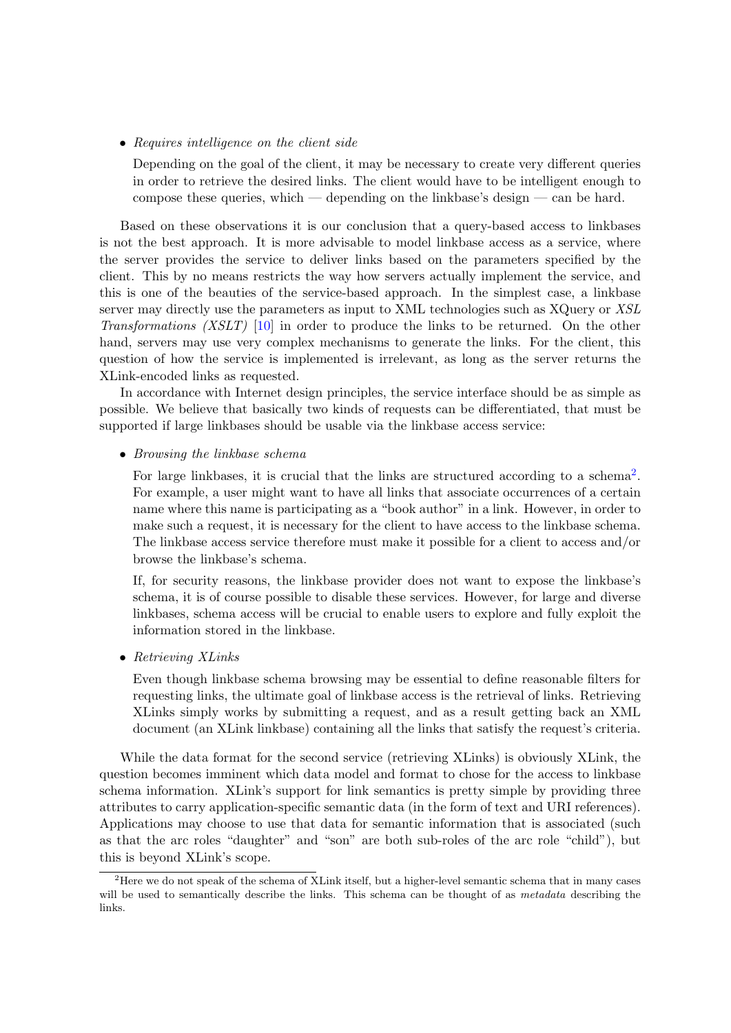- *Requires intelligence on the client side*

  Depending on the goal of the client, it may be necessary to create very different queries in order to retrieve the desired links. The client would have to be intelligent enough to compose these queries, which — depending on the linkbase's design — can be hard.

Based on these observations it is our conclusion that a query-based access to linkbases is not the best approach. It is more advisable to model linkbase access as a service, where the server provides the service to deliver links based on the parameters specified by the client. This by no means restricts the way how servers actually implement the service, and this is one of the beauties of the service-based approach. In the simplest case, a linkbase server may directly use the parameters as input to XML technologies such as XQuery or *XSL Transformations (XSLT)* [10] in order to produce the links to be returned. On the other hand, servers may use very complex mechanisms to generate the links. For the client, this question of how the service is implemented is irrelevant, as long as the server returns the XLink-encoded links as requested.

In accordance with Internet design principles, the service interface should be as simple as possible. We believe that basically two kinds of requests can be differentiated, that must be supported if large linkbases should be usable via the linkbase access service:

- *Browsing the linkbase schema*

  For large linkbases, it is crucial that the links are structured according to a schema[2]. For example, a user might want to have all links that associate occurrences of a certain name where this name is participating as a "book author" in a link. However, in order to make such a request, it is necessary for the client to have access to the linkbase schema. The linkbase access service therefore must make it possible for a client to access and/or browse the linkbase's schema.

  If, for security reasons, the linkbase provider does not want to expose the linkbase's schema, it is of course possible to disable these services. However, for large and diverse linkbases, schema access will be crucial to enable users to explore and fully exploit the information stored in the linkbase.

- *Retrieving XLinks*

  Even though linkbase schema browsing may be essential to define reasonable filters for requesting links, the ultimate goal of linkbase access is the retrieval of links. Retrieving XLinks simply works by submitting a request, and as a result getting back an XML document (an XLink linkbase) containing all the links that satisfy the request's criteria.

While the data format for the second service (retrieving XLinks) is obviously XLink, the question becomes imminent which data model and format to chose for the access to linkbase schema information. XLink's support for link semantics is pretty simple by providing three attributes to carry application-specific semantic data (in the form of text and URI references). Applications may choose to use that data for semantic information that is associated (such as that the arc roles "daughter" and "son" are both sub-roles of the arc role "child"), but this is beyond XLink's scope.

[2] Here we do not speak of the schema of XLink itself, but a higher-level semantic schema that in many cases will be used to semantically describe the links. This schema can be thought of as *metadata* describing the links.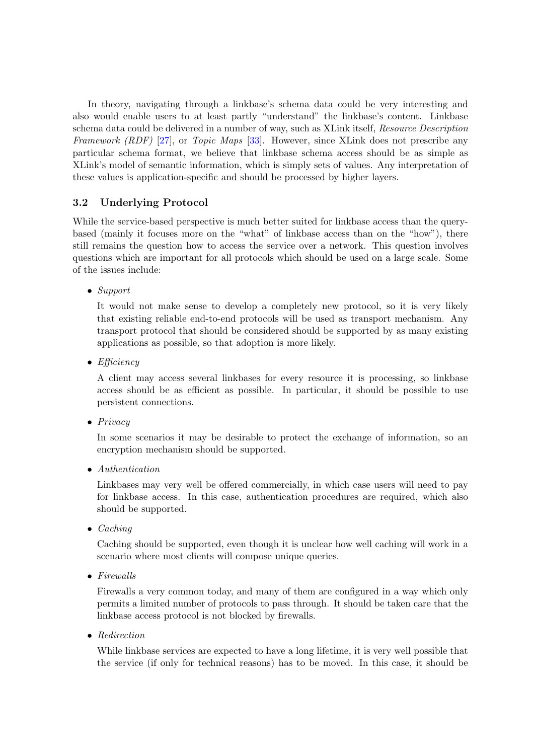In theory, navigating through a linkbase's schema data could be very interesting and also would enable users to at least partly “understand” the linkbase's content. Linkbase schema data could be delivered in a number of way, such as XLink itself, *Resource Description Framework (RDF)* [27], or *Topic Maps* [33]. However, since XLink does not prescribe any particular schema format, we believe that linkbase schema access should be as simple as XLink's model of semantic information, which is simply sets of values. Any interpretation of these values is application-specific and should be processed by higher layers.

### 3.2 Underlying Protocol

While the service-based perspective is much better suited for linkbase access than the query-based (mainly it focuses more on the “what” of linkbase access than on the “how”), there still remains the question how to access the service over a network. This question involves questions which are important for all protocols which should be used on a large scale. Some of the issues include:

- *Support*

  It would not make sense to develop a completely new protocol, so it is very likely that existing reliable end-to-end protocols will be used as transport mechanism. Any transport protocol that should be considered should be supported by as many existing applications as possible, so that adoption is more likely.

- *Efficiency*

  A client may access several linkbases for every resource it is processing, so linkbase access should be as efficient as possible. In particular, it should be possible to use persistent connections.

- *Privacy*

  In some scenarios it may be desirable to protect the exchange of information, so an encryption mechanism should be supported.

- *Authentication*

  Linkbases may very well be offered commercially, in which case users will need to pay for linkbase access. In this case, authentication procedures are required, which also should be supported.

- *Caching*

  Caching should be supported, even though it is unclear how well caching will work in a scenario where most clients will compose unique queries.

- *Firewalls*

  Firewalls a very common today, and many of them are configured in a way which only permits a limited number of protocols to pass through. It should be taken care that the linkbase access protocol is not blocked by firewalls.

- *Redirection*

  While linkbase services are expected to have a long lifetime, it is very well possible that the service (if only for technical reasons) has to be moved. In this case, it should be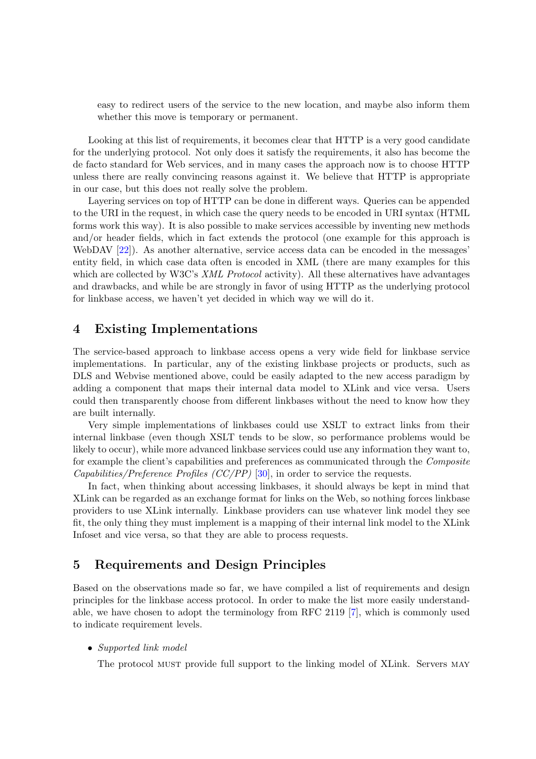easy to redirect users of the service to the new location, and maybe also inform them whether this move is temporary or permanent.

Looking at this list of requirements, it becomes clear that HTTP is a very good candidate for the underlying protocol. Not only does it satisfy the requirements, it also has become the de facto standard for Web services, and in many cases the approach now is to choose HTTP unless there are really convincing reasons against it. We believe that HTTP is appropriate in our case, but this does not really solve the problem.

Layering services on top of HTTP can be done in different ways. Queries can be appended to the URI in the request, in which case the query needs to be encoded in URI syntax (HTML forms work this way). It is also possible to make services accessible by inventing new methods and/or header fields, which in fact extends the protocol (one example for this approach is WebDAV [22]). As another alternative, service access data can be encoded in the messages' entity field, in which case data often is encoded in XML (there are many examples for this which are collected by W3C's *XML Protocol* activity). All these alternatives have advantages and drawbacks, and while be are strongly in favor of using HTTP as the underlying protocol for linkbase access, we haven't yet decided in which way we will do it.

## 4 Existing Implementations

The service-based approach to linkbase access opens a very wide field for linkbase service implementations. In particular, any of the existing linkbase projects or products, such as DLS and Webvise mentioned above, could be easily adapted to the new access paradigm by adding a component that maps their internal data model to XLink and vice versa. Users could then transparently choose from different linkbases without the need to know how they are built internally.

Very simple implementations of linkbases could use XSLT to extract links from their internal linkbase (even though XSLT tends to be slow, so performance problems would be likely to occur), while more advanced linkbase services could use any information they want to, for example the client's capabilities and preferences as communicated through the *Composite Capabilities/Preference Profiles (CC/PP)* [30], in order to service the requests.

In fact, when thinking about accessing linkbases, it should always be kept in mind that XLink can be regarded as an exchange format for links on the Web, so nothing forces linkbase providers to use XLink internally. Linkbase providers can use whatever link model they see fit, the only thing they must implement is a mapping of their internal link model to the XLink Infoset and vice versa, so that they are able to process requests.

## 5 Requirements and Design Principles

Based on the observations made so far, we have compiled a list of requirements and design principles for the linkbase access protocol. In order to make the list more easily understandable, we have chosen to adopt the terminology from RFC 2119 [7], which is commonly used to indicate requirement levels.

- *Supported link model*

  The protocol MUST provide full support to the linking model of XLink. Servers MAY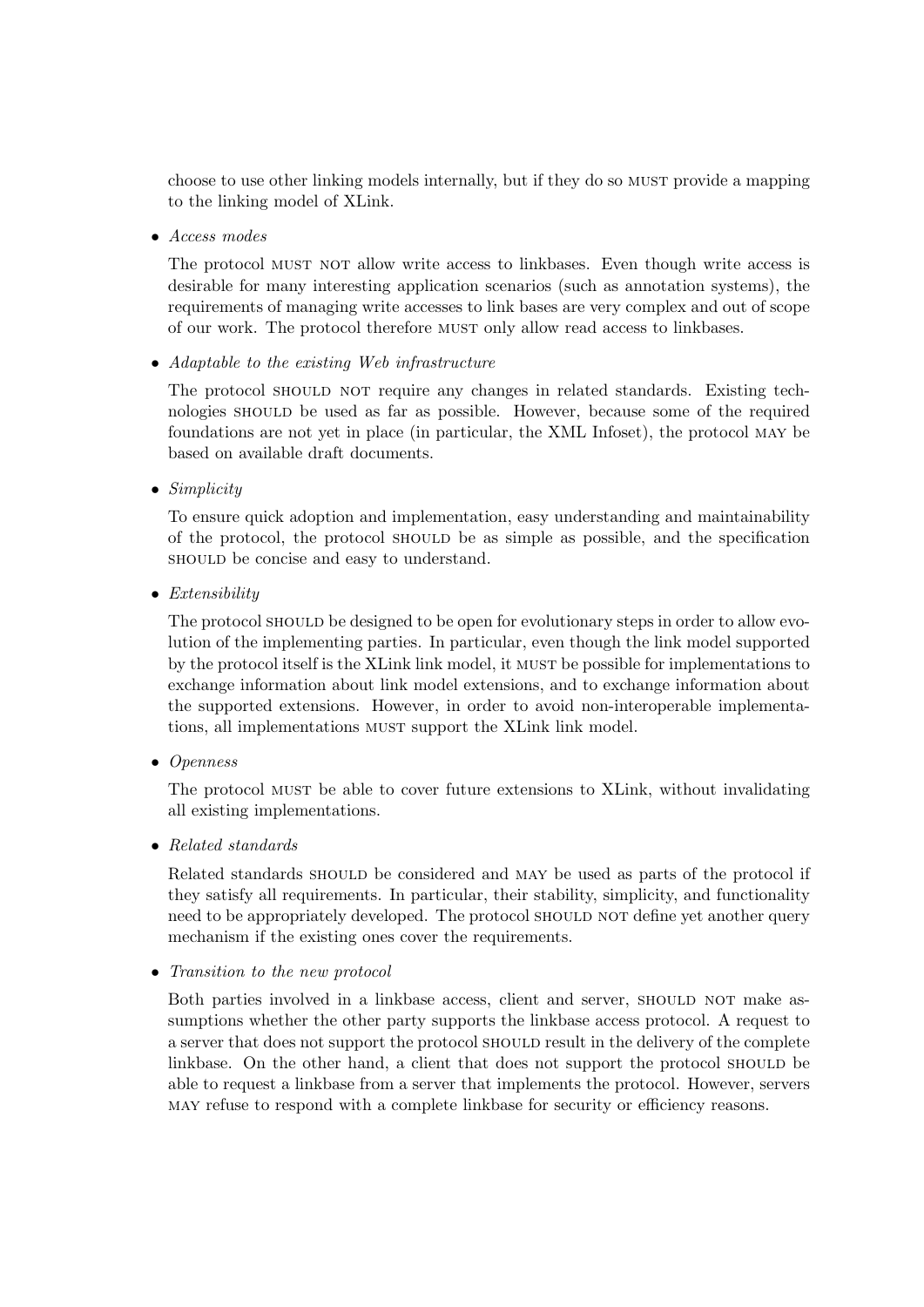choose to use other linking models internally, but if they do so MUST provide a mapping to the linking model of XLink.

- *Access modes*

  The protocol MUST NOT allow write access to linkbases. Even though write access is desirable for many interesting application scenarios (such as annotation systems), the requirements of managing write accesses to link bases are very complex and out of scope of our work. The protocol therefore MUST only allow read access to linkbases.

- *Adaptable to the existing Web infrastructure*

  The protocol SHOULD NOT require any changes in related standards. Existing technologies SHOULD be used as far as possible. However, because some of the required foundations are not yet in place (in particular, the XML Infoset), the protocol MAY be based on available draft documents.

- *Simplicity*

  To ensure quick adoption and implementation, easy understanding and maintainability of the protocol, the protocol SHOULD be as simple as possible, and the specification SHOULD be concise and easy to understand.

- *Extensibility*

  The protocol SHOULD be designed to be open for evolutionary steps in order to allow evolution of the implementing parties. In particular, even though the link model supported by the protocol itself is the XLink link model, it MUST be possible for implementations to exchange information about link model extensions, and to exchange information about the supported extensions. However, in order to avoid non-interoperable implementations, all implementations MUST support the XLink link model.

- *Openness*

  The protocol MUST be able to cover future extensions to XLink, without invalidating all existing implementations.

- *Related standards*

  Related standards SHOULD be considered and MAY be used as parts of the protocol if they satisfy all requirements. In particular, their stability, simplicity, and functionality need to be appropriately developed. The protocol SHOULD NOT define yet another query mechanism if the existing ones cover the requirements.

- *Transition to the new protocol*

  Both parties involved in a linkbase access, client and server, SHOULD NOT make assumptions whether the other party supports the linkbase access protocol. A request to a server that does not support the protocol SHOULD result in the delivery of the complete linkbase. On the other hand, a client that does not support the protocol SHOULD be able to request a linkbase from a server that implements the protocol. However, servers MAY refuse to respond with a complete linkbase for security or efficiency reasons.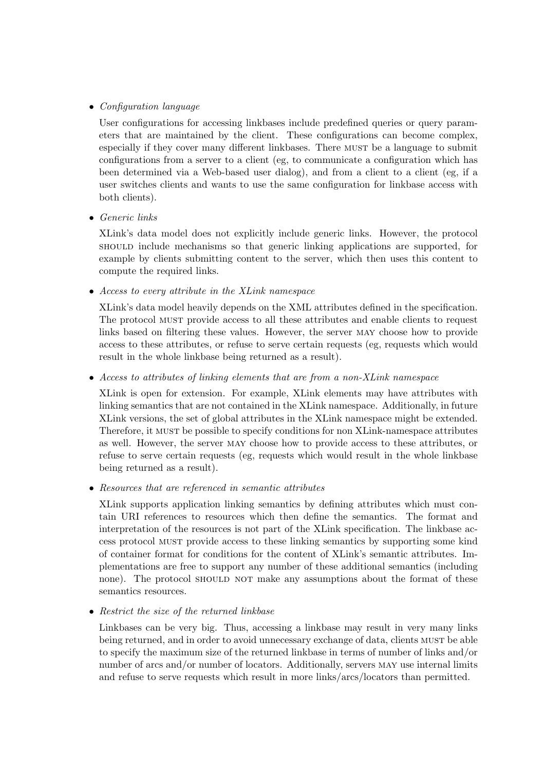- *Configuration language*

  User configurations for accessing linkbases include predefined queries or query parameters that are maintained by the client. These configurations can become complex, especially if they cover many different linkbases. There MUST be a language to submit configurations from a server to a client (eg, to communicate a configuration which has been determined via a Web-based user dialog), and from a client to a client (eg, if a user switches clients and wants to use the same configuration for linkbase access with both clients).

- *Generic links*

  XLink's data model does not explicitly include generic links. However, the protocol SHOULD include mechanisms so that generic linking applications are supported, for example by clients submitting content to the server, which then uses this content to compute the required links.

- *Access to every attribute in the XLink namespace*

  XLink's data model heavily depends on the XML attributes defined in the specification. The protocol MUST provide access to all these attributes and enable clients to request links based on filtering these values. However, the server MAY choose how to provide access to these attributes, or refuse to serve certain requests (eg, requests which would result in the whole linkbase being returned as a result).

- *Access to attributes of linking elements that are from a non-XLink namespace*

  XLink is open for extension. For example, XLink elements may have attributes with linking semantics that are not contained in the XLink namespace. Additionally, in future XLink versions, the set of global attributes in the XLink namespace might be extended. Therefore, it MUST be possible to specify conditions for non XLink-namespace attributes as well. However, the server MAY choose how to provide access to these attributes, or refuse to serve certain requests (eg, requests which would result in the whole linkbase being returned as a result).

- *Resources that are referenced in semantic attributes*

  XLink supports application linking semantics by defining attributes which must contain URI references to resources which then define the semantics. The format and interpretation of the resources is not part of the XLink specification. The linkbase access protocol MUST provide access to these linking semantics by supporting some kind of container format for conditions for the content of XLink's semantic attributes. Implementations are free to support any number of these additional semantics (including none). The protocol SHOULD NOT make any assumptions about the format of these semantics resources.

- *Restrict the size of the returned linkbase*

  Linkbases can be very big. Thus, accessing a linkbase may result in very many links being returned, and in order to avoid unnecessary exchange of data, clients MUST be able to specify the maximum size of the returned linkbase in terms of number of links and/or number of arcs and/or number of locators. Additionally, servers MAY use internal limits and refuse to serve requests which result in more links/arcs/locators than permitted.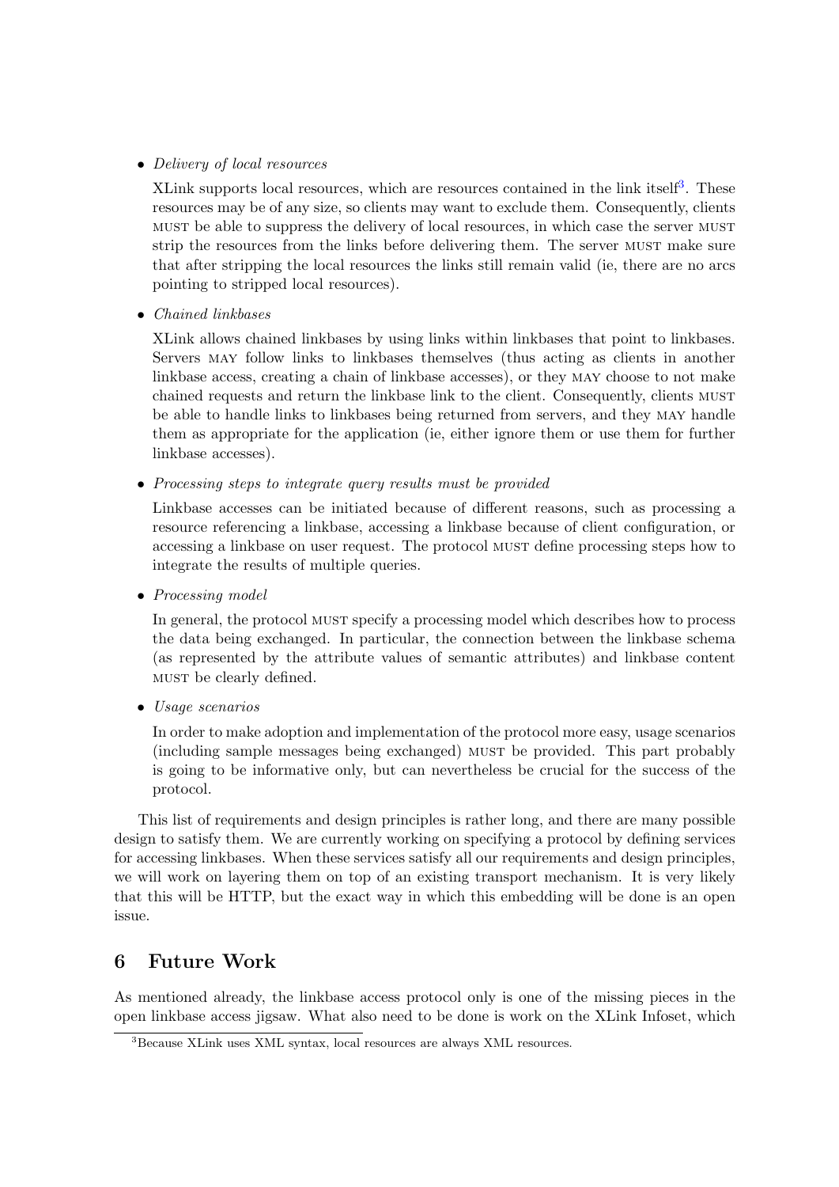- *Delivery of local resources*

  XLink supports local resources, which are resources contained in the link itself[3]. These resources may be of any size, so clients may want to exclude them. Consequently, clients MUST be able to suppress the delivery of local resources, in which case the server MUST strip the resources from the links before delivering them. The server MUST make sure that after stripping the local resources the links still remain valid (ie, there are no arcs pointing to stripped local resources).

- *Chained linkbases*

  XLink allows chained linkbases by using links within linkbases that point to linkbases. Servers MAY follow links to linkbases themselves (thus acting as clients in another linkbase access, creating a chain of linkbase accesses), or they MAY choose to not make chained requests and return the linkbase link to the client. Consequently, clients MUST be able to handle links to linkbases being returned from servers, and they MAY handle them as appropriate for the application (ie, either ignore them or use them for further linkbase accesses).

- *Processing steps to integrate query results must be provided*

  Linkbase accesses can be initiated because of different reasons, such as processing a resource referencing a linkbase, accessing a linkbase because of client configuration, or accessing a linkbase on user request. The protocol MUST define processing steps how to integrate the results of multiple queries.

- *Processing model*

  In general, the protocol MUST specify a processing model which describes how to process the data being exchanged. In particular, the connection between the linkbase schema (as represented by the attribute values of semantic attributes) and linkbase content MUST be clearly defined.

- *Usage scenarios*

  In order to make adoption and implementation of the protocol more easy, usage scenarios (including sample messages being exchanged) MUST be provided. This part probably is going to be informative only, but can nevertheless be crucial for the success of the protocol.

This list of requirements and design principles is rather long, and there are many possible design to satisfy them. We are currently working on specifying a protocol by defining services for accessing linkbases. When these services satisfy all our requirements and design principles, we will work on layering them on top of an existing transport mechanism. It is very likely that this will be HTTP, but the exact way in which this embedding will be done is an open issue.

## 6 Future Work

As mentioned already, the linkbase access protocol only is one of the missing pieces in the open linkbase access jigsaw. What also need to be done is work on the XLink Infoset, which

[3] Because XLink uses XML syntax, local resources are always XML resources.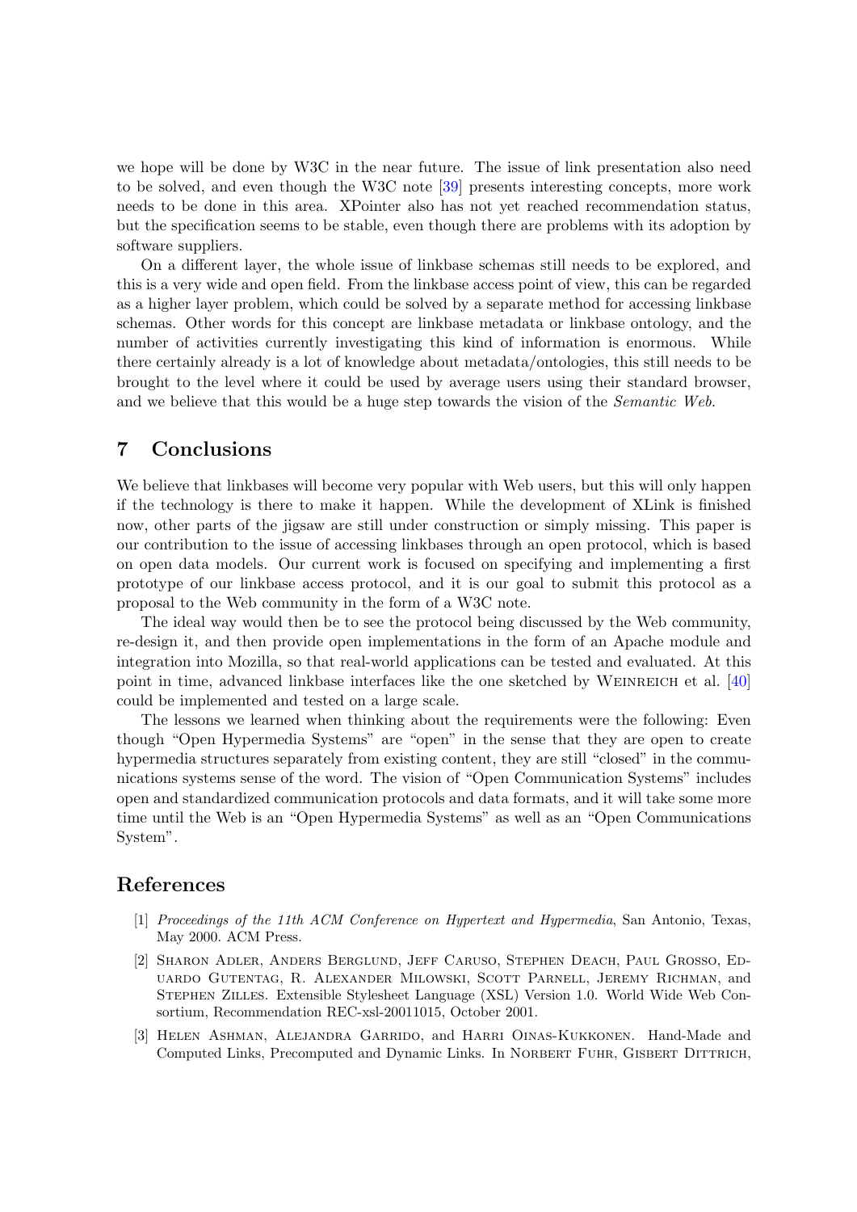we hope will be done by W3C in the near future. The issue of link presentation also need to be solved, and even though the W3C note [39] presents interesting concepts, more work needs to be done in this area. XPointer also has not yet reached recommendation status, but the specification seems to be stable, even though there are problems with its adoption by software suppliers.

On a different layer, the whole issue of linkbase schemas still needs to be explored, and this is a very wide and open field. From the linkbase access point of view, this can be regarded as a higher layer problem, which could be solved by a separate method for accessing linkbase schemas. Other words for this concept are linkbase metadata or linkbase ontology, and the number of activities currently investigating this kind of information is enormous. While there certainly already is a lot of knowledge about metadata/ontologies, this still needs to be brought to the level where it could be used by average users using their standard browser, and we believe that this would be a huge step towards the vision of the *Semantic Web*.

## 7 Conclusions

We believe that linkbases will become very popular with Web users, but this will only happen if the technology is there to make it happen. While the development of XLink is finished now, other parts of the jigsaw are still under construction or simply missing. This paper is our contribution to the issue of accessing linkbases through an open protocol, which is based on open data models. Our current work is focused on specifying and implementing a first prototype of our linkbase access protocol, and it is our goal to submit this protocol as a proposal to the Web community in the form of a W3C note.

The ideal way would then be to see the protocol being discussed by the Web community, re-design it, and then provide open implementations in the form of an Apache module and integration into Mozilla, so that real-world applications can be tested and evaluated. At this point in time, advanced linkbase interfaces like the one sketched by Weinreich et al. [40] could be implemented and tested on a large scale.

The lessons we learned when thinking about the requirements were the following: Even though "Open Hypermedia Systems" are "open" in the sense that they are open to create hypermedia structures separately from existing content, they are still "closed" in the communications systems sense of the word. The vision of "Open Communication Systems" includes open and standardized communication protocols and data formats, and it will take some more time until the Web is an "Open Hypermedia Systems" as well as an "Open Communications System".

## References

[1] *Proceedings of the 11th ACM Conference on Hypertext and Hypermedia*, San Antonio, Texas, May 2000. ACM Press.

[2] Sharon Adler, Anders Berglund, Jeff Caruso, Stephen Deach, Paul Grosso, Eduardo Gutentag, R. Alexander Milowski, Scott Parnell, Jeremy Richman, and Stephen Zilles. Extensible Stylesheet Language (XSL) Version 1.0. World Wide Web Consortium, Recommendation REC-xsl-20011015, October 2001.

[3] Helen Ashman, Alejandra Garrido, and Harri Oinas-Kukkonen. Hand-Made and Computed Links, Precomputed and Dynamic Links. In Norbert Fuhr, Gisbert Dittrich,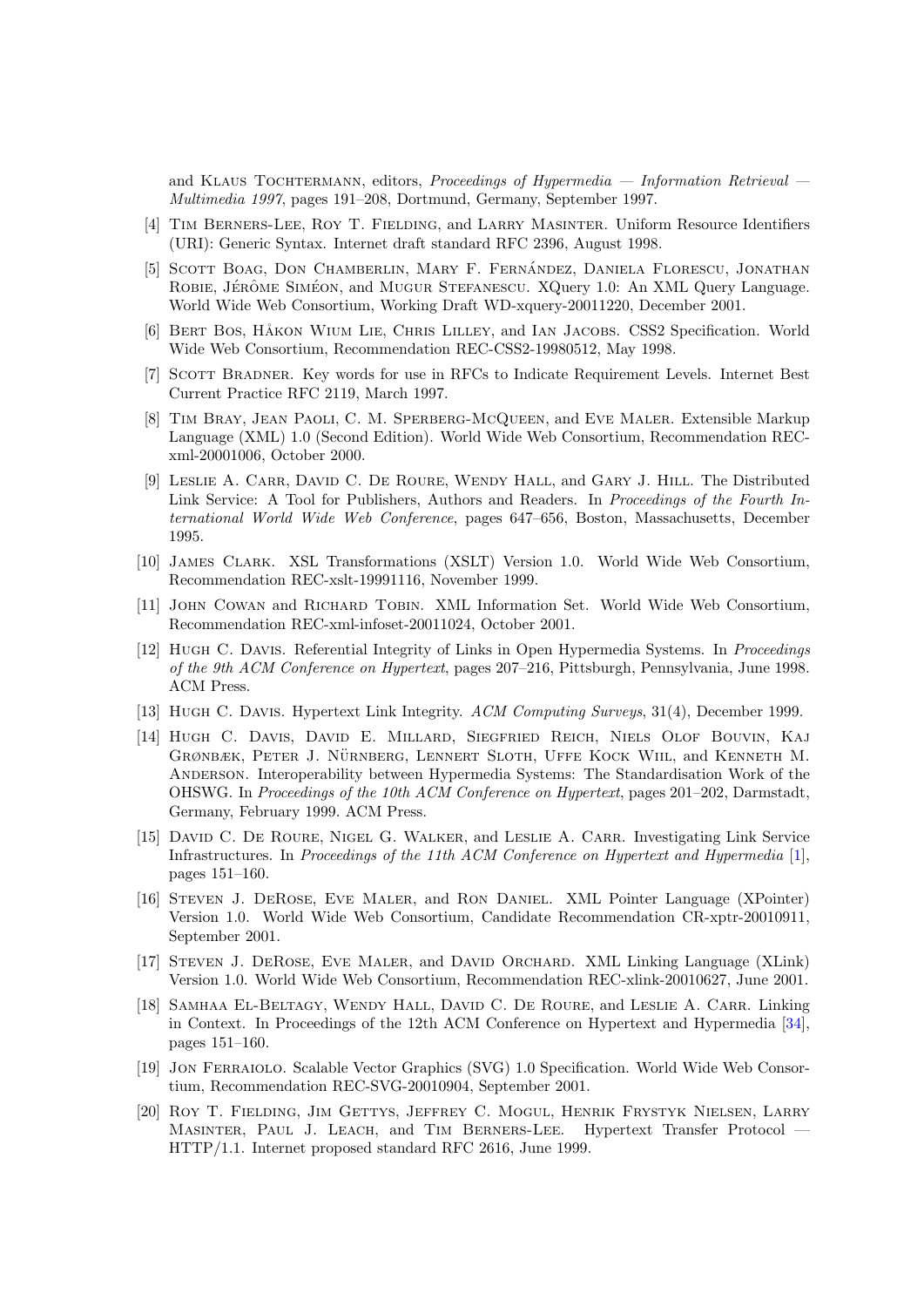and Klaus Tochtermann, editors, *Proceedings of Hypermedia — Information Retrieval — Multimedia 1997*, pages 191–208, Dortmund, Germany, September 1997.

[4] Tim Berners-Lee, Roy T. Fielding, and Larry Masinter. Uniform Resource Identifiers (URI): Generic Syntax. Internet draft standard RFC 2396, August 1998.

[5] Scott Boag, Don Chamberlin, Mary F. Fernández, Daniela Florescu, Jonathan Robie, Jérôme Siméon, and Mugur Stefanescu. XQuery 1.0: An XML Query Language. World Wide Web Consortium, Working Draft WD-xquery-20011220, December 2001.

[6] Bert Bos, Håkon Wium Lie, Chris Lilley, and Ian Jacobs. CSS2 Specification. World Wide Web Consortium, Recommendation REC-CSS2-19980512, May 1998.

[7] Scott Bradner. Key words for use in RFCs to Indicate Requirement Levels. Internet Best Current Practice RFC 2119, March 1997.

[8] Tim Bray, Jean Paoli, C. M. Sperberg-McQueen, and Eve Maler. Extensible Markup Language (XML) 1.0 (Second Edition). World Wide Web Consortium, Recommendation REC-xml-20001006, October 2000.

[9] Leslie A. Carr, David C. De Roure, Wendy Hall, and Gary J. Hill. The Distributed Link Service: A Tool for Publishers, Authors and Readers. In *Proceedings of the Fourth International World Wide Web Conference*, pages 647–656, Boston, Massachusetts, December 1995.

[10] James Clark. XSL Transformations (XSLT) Version 1.0. World Wide Web Consortium, Recommendation REC-xslt-19991116, November 1999.

[11] John Cowan and Richard Tobin. XML Information Set. World Wide Web Consortium, Recommendation REC-xml-infoset-20011024, October 2001.

[12] Hugh C. Davis. Referential Integrity of Links in Open Hypermedia Systems. In *Proceedings of the 9th ACM Conference on Hypertext*, pages 207–216, Pittsburgh, Pennsylvania, June 1998. ACM Press.

[13] Hugh C. Davis. Hypertext Link Integrity. *ACM Computing Surveys*, 31(4), December 1999.

[14] Hugh C. Davis, David E. Millard, Siegfried Reich, Niels Olof Bouvin, Kaj Grønbæk, Peter J. Nürnberg, Lennert Sloth, Uffe Kock Wiil, and Kenneth M. Anderson. Interoperability between Hypermedia Systems: The Standardisation Work of the OHSWG. In *Proceedings of the 10th ACM Conference on Hypertext*, pages 201–202, Darmstadt, Germany, February 1999. ACM Press.

[15] David C. De Roure, Nigel G. Walker, and Leslie A. Carr. Investigating Link Service Infrastructures. In *Proceedings of the 11th ACM Conference on Hypertext and Hypermedia* [1], pages 151–160.

[16] Steven J. DeRose, Eve Maler, and Ron Daniel. XML Pointer Language (XPointer) Version 1.0. World Wide Web Consortium, Candidate Recommendation CR-xptr-20010911, September 2001.

[17] Steven J. DeRose, Eve Maler, and David Orchard. XML Linking Language (XLink) Version 1.0. World Wide Web Consortium, Recommendation REC-xlink-20010627, June 2001.

[18] Samhaa El-Beltagy, Wendy Hall, David C. De Roure, and Leslie A. Carr. Linking in Context. In Proceedings of the 12th ACM Conference on Hypertext and Hypermedia [34], pages 151–160.

[19] Jon Ferraiolo. Scalable Vector Graphics (SVG) 1.0 Specification. World Wide Web Consortium, Recommendation REC-SVG-20010904, September 2001.

[20] Roy T. Fielding, Jim Gettys, Jeffrey C. Mogul, Henrik Frystyk Nielsen, Larry Masinter, Paul J. Leach, and Tim Berners-Lee. Hypertext Transfer Protocol — HTTP/1.1. Internet proposed standard RFC 2616, June 1999.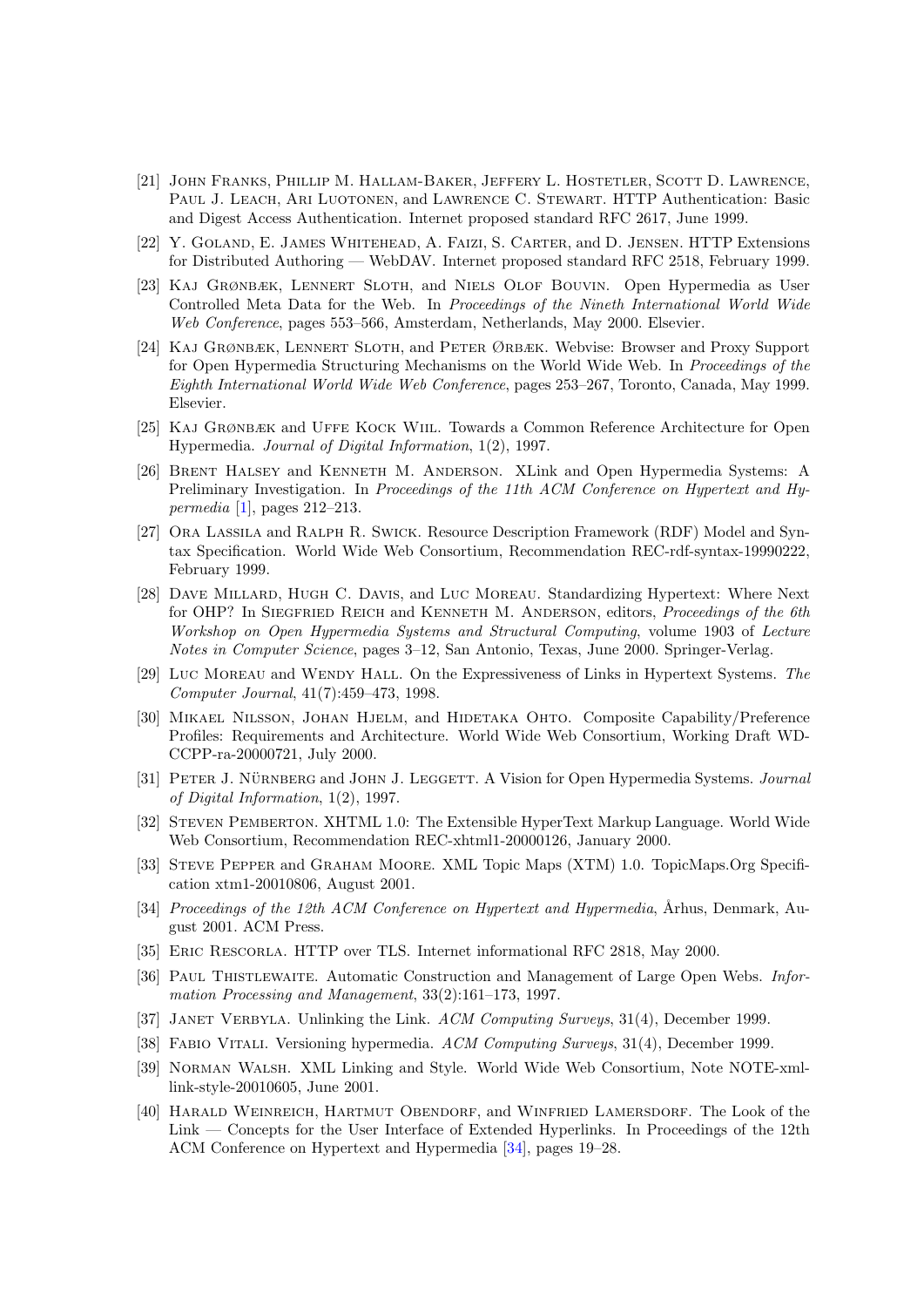[21] John Franks, Phillip M. Hallam-Baker, Jeffery L. Hostetler, Scott D. Lawrence, Paul J. Leach, Ari Luotonen, and Lawrence C. Stewart. HTTP Authentication: Basic and Digest Access Authentication. Internet proposed standard RFC 2617, June 1999.

[22] Y. Goland, E. James Whitehead, A. Faizi, S. Carter, and D. Jensen. HTTP Extensions for Distributed Authoring — WebDAV. Internet proposed standard RFC 2518, February 1999.

[23] Kaj Grønbæk, Lennert Sloth, and Niels Olof Bouvin. Open Hypermedia as User Controlled Meta Data for the Web. In *Proceedings of the Nineth International World Wide Web Conference*, pages 553–566, Amsterdam, Netherlands, May 2000. Elsevier.

[24] Kaj Grønbæk, Lennert Sloth, and Peter Ørbæk. Webvise: Browser and Proxy Support for Open Hypermedia Structuring Mechanisms on the World Wide Web. In *Proceedings of the Eighth International World Wide Web Conference*, pages 253–267, Toronto, Canada, May 1999. Elsevier.

[25] Kaj Grønbæk and Uffe Kock Wiil. Towards a Common Reference Architecture for Open Hypermedia. *Journal of Digital Information*, 1(2), 1997.

[26] Brent Halsey and Kenneth M. Anderson. XLink and Open Hypermedia Systems: A Preliminary Investigation. In *Proceedings of the 11th ACM Conference on Hypertext and Hypermedia* [1], pages 212–213.

[27] Ora Lassila and Ralph R. Swick. Resource Description Framework (RDF) Model and Syntax Specification. World Wide Web Consortium, Recommendation REC-rdf-syntax-19990222, February 1999.

[28] Dave Millard, Hugh C. Davis, and Luc Moreau. Standardizing Hypertext: Where Next for OHP? In Siegfried Reich and Kenneth M. Anderson, editors, *Proceedings of the 6th Workshop on Open Hypermedia Systems and Structural Computing*, volume 1903 of *Lecture Notes in Computer Science*, pages 3–12, San Antonio, Texas, June 2000. Springer-Verlag.

[29] Luc Moreau and Wendy Hall. On the Expressiveness of Links in Hypertext Systems. *The Computer Journal*, 41(7):459–473, 1998.

[30] Mikael Nilsson, Johan Hjelm, and Hidetaka Ohto. Composite Capability/Preference Profiles: Requirements and Architecture. World Wide Web Consortium, Working Draft WD-CCPP-ra-20000721, July 2000.

[31] Peter J. Nürnberg and John J. Leggett. A Vision for Open Hypermedia Systems. *Journal of Digital Information*, 1(2), 1997.

[32] Steven Pemberton. XHTML 1.0: The Extensible HyperText Markup Language. World Wide Web Consortium, Recommendation REC-xhtml1-20000126, January 2000.

[33] Steve Pepper and Graham Moore. XML Topic Maps (XTM) 1.0. TopicMaps.Org Specification xtm1-20010806, August 2001.

[34] *Proceedings of the 12th ACM Conference on Hypertext and Hypermedia*, Århus, Denmark, August 2001. ACM Press.

[35] Eric Rescorla. HTTP over TLS. Internet informational RFC 2818, May 2000.

[36] Paul Thistlewaite. Automatic Construction and Management of Large Open Webs. *Information Processing and Management*, 33(2):161–173, 1997.

[37] Janet Verbyla. Unlinking the Link. *ACM Computing Surveys*, 31(4), December 1999.

[38] Fabio Vitali. Versioning hypermedia. *ACM Computing Surveys*, 31(4), December 1999.

[39] Norman Walsh. XML Linking and Style. World Wide Web Consortium, Note NOTE-xml-link-style-20010605, June 2001.

[40] Harald Weinreich, Hartmut Obendorf, and Winfried Lamersdorf. The Look of the Link — Concepts for the User Interface of Extended Hyperlinks. In Proceedings of the 12th ACM Conference on Hypertext and Hypermedia [34], pages 19–28.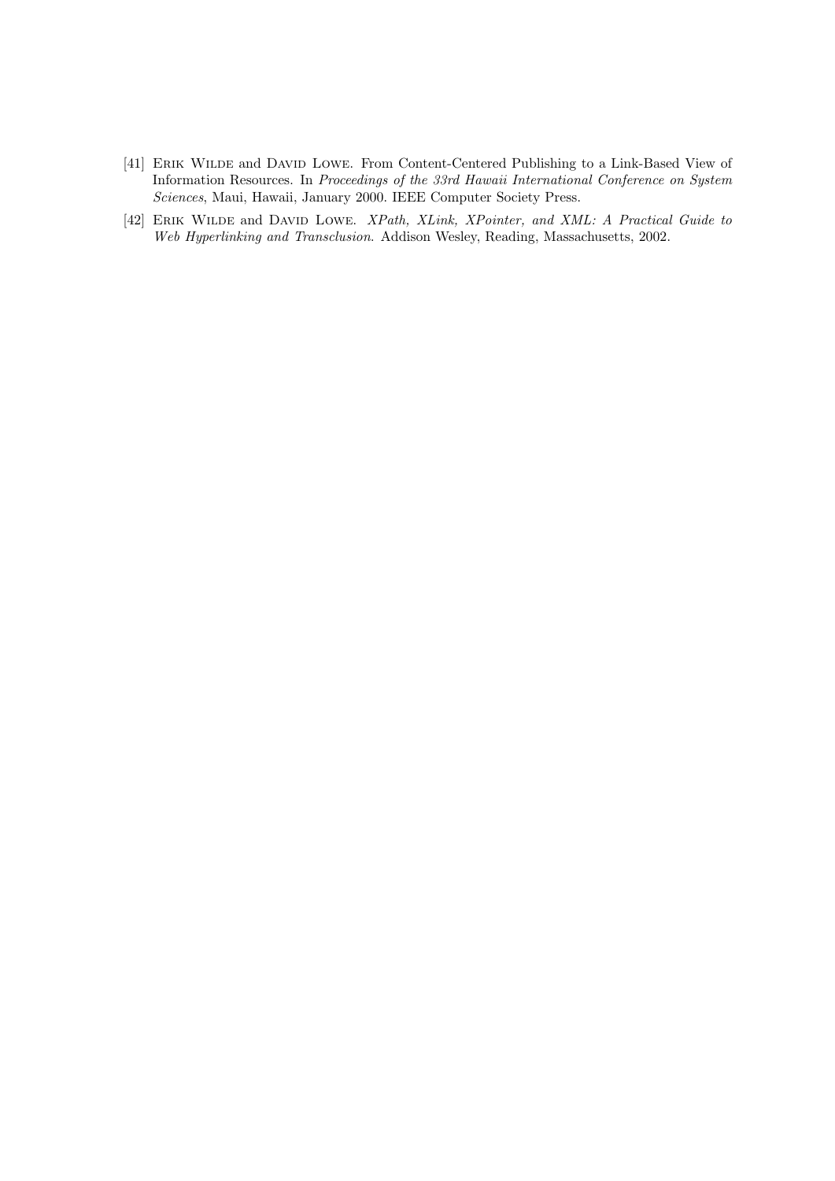[41] Erik Wilde and David Lowe. From Content-Centered Publishing to a Link-Based View of Information Resources. In *Proceedings of the 33rd Hawaii International Conference on System Sciences*, Maui, Hawaii, January 2000. IEEE Computer Society Press.

[42] Erik Wilde and David Lowe. *XPath, XLink, XPointer, and XML: A Practical Guide to Web Hyperlinking and Transclusion*. Addison Wesley, Reading, Massachusetts, 2002.